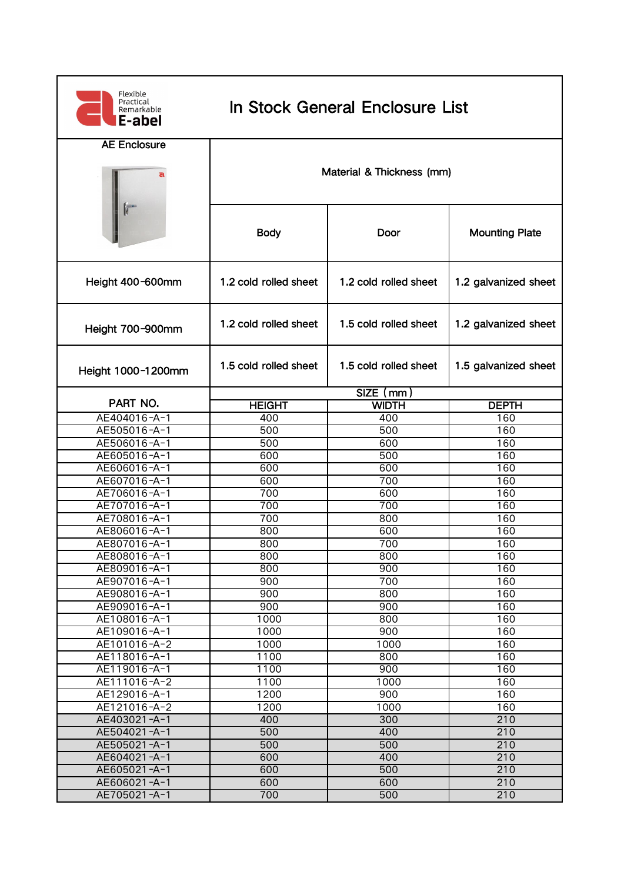Flexible
Practical
Remarkable
**E-abel**

# In Stock General Enclosure List

| AE Enclosure | Material & Thickness (mm) | | |
|---|---|---|---|
| | Body | Door | Mounting Plate |
| Height 400-600mm | 1.2 cold rolled sheet | 1.2 cold rolled sheet | 1.2 galvanized sheet |
| Height 700-900mm | 1.2 cold rolled sheet | 1.5 cold rolled sheet | 1.2 galvanized sheet |
| Height 1000-1200mm | 1.5 cold rolled sheet | 1.5 cold rolled sheet | 1.5 galvanized sheet |

| PART NO. | SIZE（mm） | | |
|---|---|---|---|
| | HEIGHT | WIDTH | DEPTH |
| AE404016-A-1 | 400 | 400 | 160 |
| AE505016-A-1 | 500 | 500 | 160 |
| AE506016-A-1 | 500 | 600 | 160 |
| AE605016-A-1 | 600 | 500 | 160 |
| AE606016-A-1 | 600 | 600 | 160 |
| AE607016-A-1 | 600 | 700 | 160 |
| AE706016-A-1 | 700 | 600 | 160 |
| AE707016-A-1 | 700 | 700 | 160 |
| AE708016-A-1 | 700 | 800 | 160 |
| AE806016-A-1 | 800 | 600 | 160 |
| AE807016-A-1 | 800 | 700 | 160 |
| AE808016-A-1 | 800 | 800 | 160 |
| AE809016-A-1 | 800 | 900 | 160 |
| AE907016-A-1 | 900 | 700 | 160 |
| AE908016-A-1 | 900 | 800 | 160 |
| AE909016-A-1 | 900 | 900 | 160 |
| AE108016-A-1 | 1000 | 800 | 160 |
| AE109016-A-1 | 1000 | 900 | 160 |
| AE101016-A-2 | 1000 | 1000 | 160 |
| AE118016-A-1 | 1100 | 800 | 160 |
| AE119016-A-1 | 1100 | 900 | 160 |
| AE111016-A-2 | 1100 | 1000 | 160 |
| AE129016-A-1 | 1200 | 900 | 160 |
| AE121016-A-2 | 1200 | 1000 | 160 |
| AE403021-A-1 | 400 | 300 | 210 |
| AE504021-A-1 | 500 | 400 | 210 |
| AE505021-A-1 | 500 | 500 | 210 |
| AE604021-A-1 | 600 | 400 | 210 |
| AE605021-A-1 | 600 | 500 | 210 |
| AE606021-A-1 | 600 | 600 | 210 |
| AE705021-A-1 | 700 | 500 | 210 |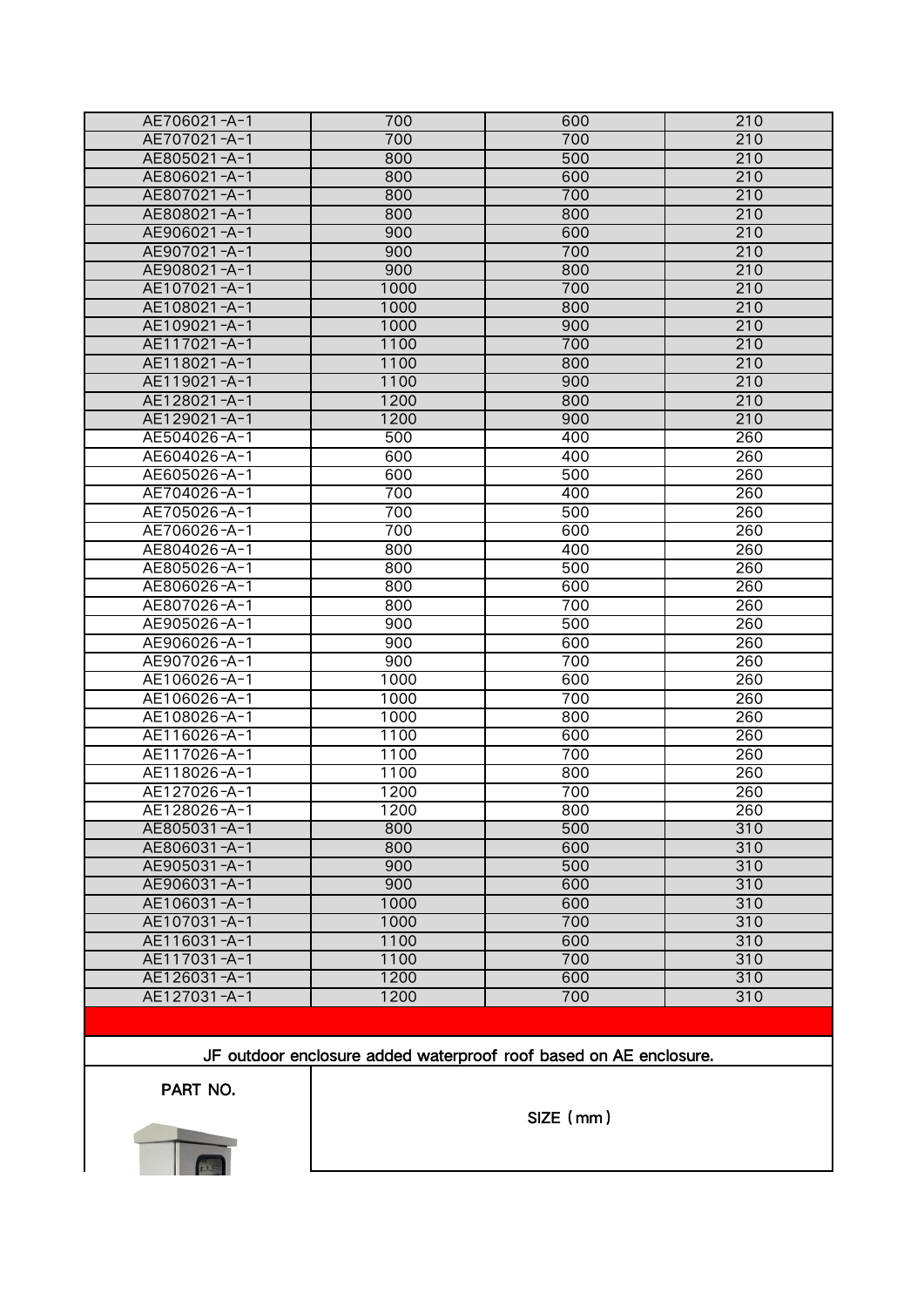| | | | |
|---|---|---|---|
| AE706021-A-1 | 700 | 600 | 210 |
| AE707021-A-1 | 700 | 700 | 210 |
| AE805021-A-1 | 800 | 500 | 210 |
| AE806021-A-1 | 800 | 600 | 210 |
| AE807021-A-1 | 800 | 700 | 210 |
| AE808021-A-1 | 800 | 800 | 210 |
| AE906021-A-1 | 900 | 600 | 210 |
| AE907021-A-1 | 900 | 700 | 210 |
| AE908021-A-1 | 900 | 800 | 210 |
| AE107021-A-1 | 1000 | 700 | 210 |
| AE108021-A-1 | 1000 | 800 | 210 |
| AE109021-A-1 | 1000 | 900 | 210 |
| AE117021-A-1 | 1100 | 700 | 210 |
| AE118021-A-1 | 1100 | 800 | 210 |
| AE119021-A-1 | 1100 | 900 | 210 |
| AE128021-A-1 | 1200 | 800 | 210 |
| AE129021-A-1 | 1200 | 900 | 210 |
| AE504026-A-1 | 500 | 400 | 260 |
| AE604026-A-1 | 600 | 400 | 260 |
| AE605026-A-1 | 600 | 500 | 260 |
| AE704026-A-1 | 700 | 400 | 260 |
| AE705026-A-1 | 700 | 500 | 260 |
| AE706026-A-1 | 700 | 600 | 260 |
| AE804026-A-1 | 800 | 400 | 260 |
| AE805026-A-1 | 800 | 500 | 260 |
| AE806026-A-1 | 800 | 600 | 260 |
| AE807026-A-1 | 800 | 700 | 260 |
| AE905026-A-1 | 900 | 500 | 260 |
| AE906026-A-1 | 900 | 600 | 260 |
| AE907026-A-1 | 900 | 700 | 260 |
| AE106026-A-1 | 1000 | 600 | 260 |
| AE106026-A-1 | 1000 | 700 | 260 |
| AE108026-A-1 | 1000 | 800 | 260 |
| AE116026-A-1 | 1100 | 600 | 260 |
| AE117026-A-1 | 1100 | 700 | 260 |
| AE118026-A-1 | 1100 | 800 | 260 |
| AE127026-A-1 | 1200 | 700 | 260 |
| AE128026-A-1 | 1200 | 800 | 260 |
| AE805031-A-1 | 800 | 500 | 310 |
| AE806031-A-1 | 800 | 600 | 310 |
| AE905031-A-1 | 900 | 500 | 310 |
| AE906031-A-1 | 900 | 600 | 310 |
| AE106031-A-1 | 1000 | 600 | 310 |
| AE107031-A-1 | 1000 | 700 | 310 |
| AE116031-A-1 | 1100 | 600 | 310 |
| AE117031-A-1 | 1100 | 700 | 310 |
| AE126031-A-1 | 1200 | 600 | 310 |
| AE127031-A-1 | 1200 | 700 | 310 |

**JF outdoor enclosure added waterproof roof based on AE enclosure.**

| PART NO. | SIZE（mm） |
|---|---|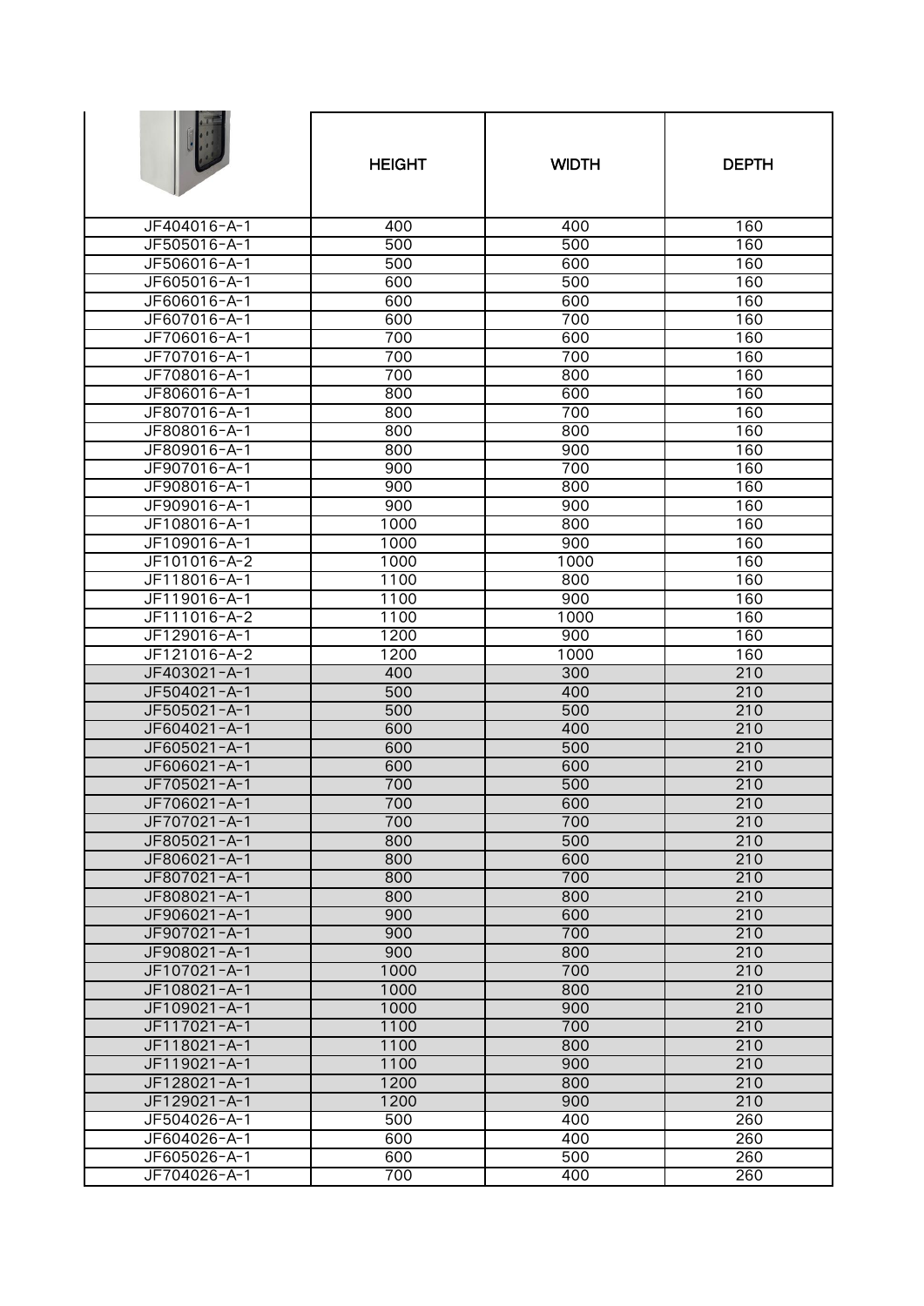| | HEIGHT | WIDTH | DEPTH |
|---|---|---|---|
| JF404016-A-1 | 400 | 400 | 160 |
| JF505016-A-1 | 500 | 500 | 160 |
| JF506016-A-1 | 500 | 600 | 160 |
| JF605016-A-1 | 600 | 500 | 160 |
| JF606016-A-1 | 600 | 600 | 160 |
| JF607016-A-1 | 600 | 700 | 160 |
| JF706016-A-1 | 700 | 600 | 160 |
| JF707016-A-1 | 700 | 700 | 160 |
| JF708016-A-1 | 700 | 800 | 160 |
| JF806016-A-1 | 800 | 600 | 160 |
| JF807016-A-1 | 800 | 700 | 160 |
| JF808016-A-1 | 800 | 800 | 160 |
| JF809016-A-1 | 800 | 900 | 160 |
| JF907016-A-1 | 900 | 700 | 160 |
| JF908016-A-1 | 900 | 800 | 160 |
| JF909016-A-1 | 900 | 900 | 160 |
| JF108016-A-1 | 1000 | 800 | 160 |
| JF109016-A-1 | 1000 | 900 | 160 |
| JF101016-A-2 | 1000 | 1000 | 160 |
| JF118016-A-1 | 1100 | 800 | 160 |
| JF119016-A-1 | 1100 | 900 | 160 |
| JF111016-A-2 | 1100 | 1000 | 160 |
| JF129016-A-1 | 1200 | 900 | 160 |
| JF121016-A-2 | 1200 | 1000 | 160 |
| JF403021-A-1 | 400 | 300 | 210 |
| JF504021-A-1 | 500 | 400 | 210 |
| JF505021-A-1 | 500 | 500 | 210 |
| JF604021-A-1 | 600 | 400 | 210 |
| JF605021-A-1 | 600 | 500 | 210 |
| JF606021-A-1 | 600 | 600 | 210 |
| JF705021-A-1 | 700 | 500 | 210 |
| JF706021-A-1 | 700 | 600 | 210 |
| JF707021-A-1 | 700 | 700 | 210 |
| JF805021-A-1 | 800 | 500 | 210 |
| JF806021-A-1 | 800 | 600 | 210 |
| JF807021-A-1 | 800 | 700 | 210 |
| JF808021-A-1 | 800 | 800 | 210 |
| JF906021-A-1 | 900 | 600 | 210 |
| JF907021-A-1 | 900 | 700 | 210 |
| JF908021-A-1 | 900 | 800 | 210 |
| JF107021-A-1 | 1000 | 700 | 210 |
| JF108021-A-1 | 1000 | 800 | 210 |
| JF109021-A-1 | 1000 | 900 | 210 |
| JF117021-A-1 | 1100 | 700 | 210 |
| JF118021-A-1 | 1100 | 800 | 210 |
| JF119021-A-1 | 1100 | 900 | 210 |
| JF128021-A-1 | 1200 | 800 | 210 |
| JF129021-A-1 | 1200 | 900 | 210 |
| JF504026-A-1 | 500 | 400 | 260 |
| JF604026-A-1 | 600 | 400 | 260 |
| JF605026-A-1 | 600 | 500 | 260 |
| JF704026-A-1 | 700 | 400 | 260 |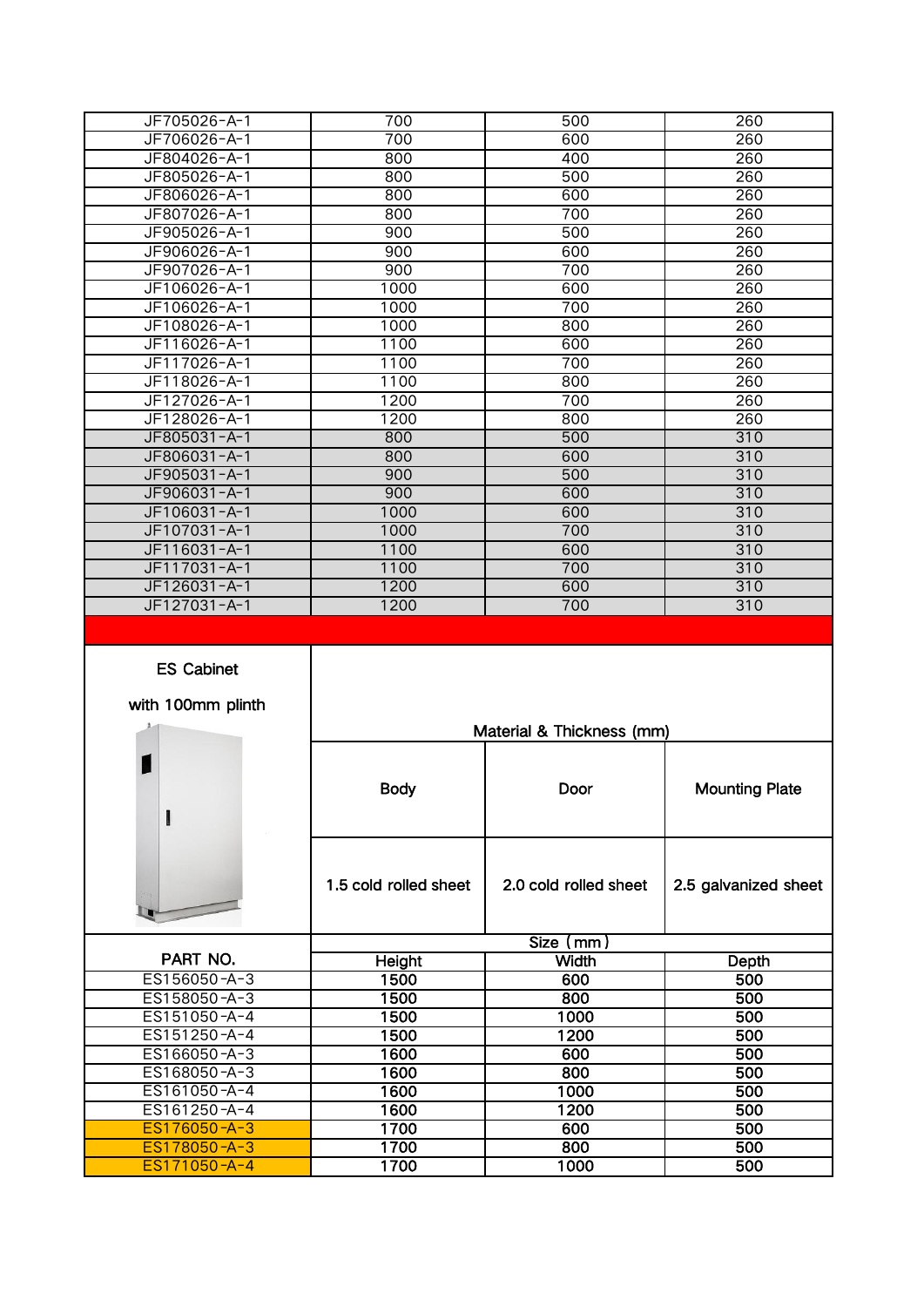| | | | |
|---|---|---|---|
| JF705026-A-1 | 700 | 500 | 260 |
| JF706026-A-1 | 700 | 600 | 260 |
| JF804026-A-1 | 800 | 400 | 260 |
| JF805026-A-1 | 800 | 500 | 260 |
| JF806026-A-1 | 800 | 600 | 260 |
| JF807026-A-1 | 800 | 700 | 260 |
| JF905026-A-1 | 900 | 500 | 260 |
| JF906026-A-1 | 900 | 600 | 260 |
| JF907026-A-1 | 900 | 700 | 260 |
| JF106026-A-1 | 1000 | 600 | 260 |
| JF106026-A-1 | 1000 | 700 | 260 |
| JF108026-A-1 | 1000 | 800 | 260 |
| JF116026-A-1 | 1100 | 600 | 260 |
| JF117026-A-1 | 1100 | 700 | 260 |
| JF118026-A-1 | 1100 | 800 | 260 |
| JF127026-A-1 | 1200 | 700 | 260 |
| JF128026-A-1 | 1200 | 800 | 260 |
| JF805031-A-1 | 800 | 500 | 310 |
| JF806031-A-1 | 800 | 600 | 310 |
| JF905031-A-1 | 900 | 500 | 310 |
| JF906031-A-1 | 900 | 600 | 310 |
| JF106031-A-1 | 1000 | 600 | 310 |
| JF107031-A-1 | 1000 | 700 | 310 |
| JF116031-A-1 | 1100 | 600 | 310 |
| JF117031-A-1 | 1100 | 700 | 310 |
| JF126031-A-1 | 1200 | 600 | 310 |
| JF127031-A-1 | 1200 | 700 | 310 |

| ES Cabinet with 100mm plinth | Material & Thickness (mm) | | |
|---|---|---|---|
| | Body | Door | Mounting Plate |
| | 1.5 cold rolled sheet | 2.0 cold rolled sheet | 2.5 galvanized sheet |
| PART NO. | Size (mm) | | |
| | Height | Width | Depth |
| ES156050-A-3 | 1500 | 600 | 500 |
| ES158050-A-3 | 1500 | 800 | 500 |
| ES151050-A-4 | 1500 | 1000 | 500 |
| ES151250-A-4 | 1500 | 1200 | 500 |
| ES166050-A-3 | 1600 | 600 | 500 |
| ES168050-A-3 | 1600 | 800 | 500 |
| ES161050-A-4 | 1600 | 1000 | 500 |
| ES161250-A-4 | 1600 | 1200 | 500 |
| ES176050-A-3 | 1700 | 600 | 500 |
| ES178050-A-3 | 1700 | 800 | 500 |
| ES171050-A-4 | 1700 | 1000 | 500 |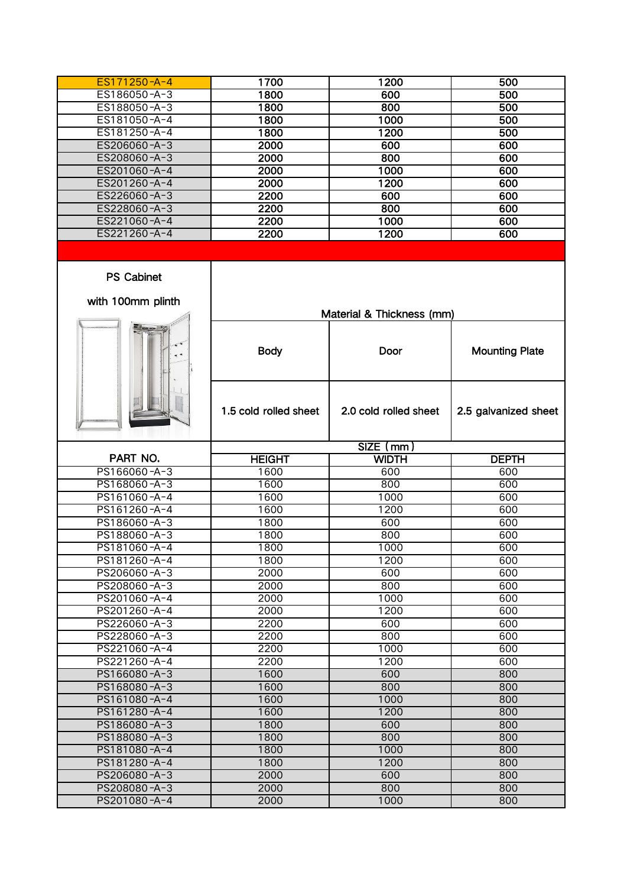| ES171250-A-4 | 1700 | 1200 | 500 |
|---|---|---|---|
| ES186050-A-3 | 1800 | 600 | 500 |
| ES188050-A-3 | 1800 | 800 | 500 |
| ES181050-A-4 | 1800 | 1000 | 500 |
| ES181250-A-4 | 1800 | 1200 | 500 |
| ES206060-A-3 | 2000 | 600 | 600 |
| ES208060-A-3 | 2000 | 800 | 600 |
| ES201060-A-4 | 2000 | 1000 | 600 |
| ES201260-A-4 | 2000 | 1200 | 600 |
| ES226060-A-3 | 2200 | 600 | 600 |
| ES228060-A-3 | 2200 | 800 | 600 |
| ES221060-A-4 | 2200 | 1000 | 600 |
| ES221260-A-4 | 2200 | 1200 | 600 |

| PS Cabinet with 100mm plinth | Material & Thickness (mm) | | |
|---|---|---|---|
| | Body | Door | Mounting Plate |
| | 1.5 cold rolled sheet | 2.0 cold rolled sheet | 2.5 galvanized sheet |
| PART NO. | SIZE (mm) | | |
| | HEIGHT | WIDTH | DEPTH |
| PS166060-A-3 | 1600 | 600 | 600 |
| PS168060-A-3 | 1600 | 800 | 600 |
| PS161060-A-4 | 1600 | 1000 | 600 |
| PS161260-A-4 | 1600 | 1200 | 600 |
| PS186060-A-3 | 1800 | 600 | 600 |
| PS188060-A-3 | 1800 | 800 | 600 |
| PS181060-A-4 | 1800 | 1000 | 600 |
| PS181260-A-4 | 1800 | 1200 | 600 |
| PS206060-A-3 | 2000 | 600 | 600 |
| PS208060-A-3 | 2000 | 800 | 600 |
| PS201060-A-4 | 2000 | 1000 | 600 |
| PS201260-A-4 | 2000 | 1200 | 600 |
| PS226060-A-3 | 2200 | 600 | 600 |
| PS228060-A-3 | 2200 | 800 | 600 |
| PS221060-A-4 | 2200 | 1000 | 600 |
| PS221260-A-4 | 2200 | 1200 | 600 |
| PS166080-A-3 | 1600 | 600 | 800 |
| PS168080-A-3 | 1600 | 800 | 800 |
| PS161080-A-4 | 1600 | 1000 | 800 |
| PS161280-A-4 | 1600 | 1200 | 800 |
| PS186080-A-3 | 1800 | 600 | 800 |
| PS188080-A-3 | 1800 | 800 | 800 |
| PS181080-A-4 | 1800 | 1000 | 800 |
| PS181280-A-4 | 1800 | 1200 | 800 |
| PS206080-A-3 | 2000 | 600 | 800 |
| PS208080-A-3 | 2000 | 800 | 800 |
| PS201080-A-4 | 2000 | 1000 | 800 |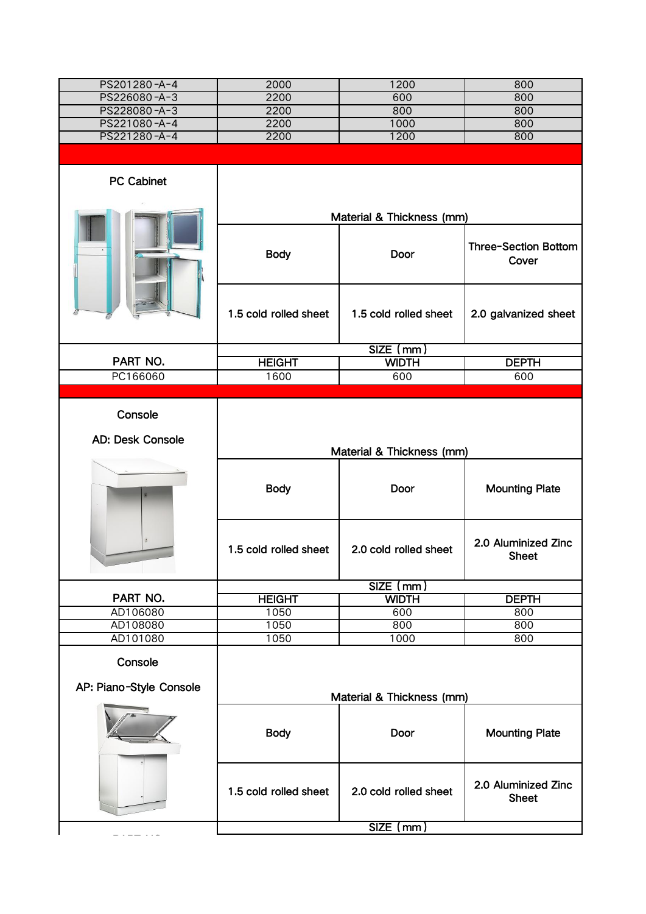| PS201280-A-4 | 2000 | 1200 | 800 |
|---|---|---|---|
| PS226080-A-3 | 2200 | 600 | 800 |
| PS228080-A-3 | 2200 | 800 | 800 |
| PS221080-A-4 | 2200 | 1000 | 800 |
| PS221280-A-4 | 2200 | 1200 | 800 |

| PC Cabinet | Material & Thickness (mm) | | |
|---|---|---|---|
| | Body | Door | Three-Section Bottom Cover |
| | 1.5 cold rolled sheet | 1.5 cold rolled sheet | 2.0 galvanized sheet |
| | SIZE（mm） | | |
| PART NO. | HEIGHT | WIDTH | DEPTH |
| PC166060 | 1600 | 600 | 600 |

| Console<br>AD: Desk Console | Material & Thickness (mm) | | |
|---|---|---|---|
| | Body | Door | Mounting Plate |
| | 1.5 cold rolled sheet | 2.0 cold rolled sheet | 2.0 Aluminized Zinc Sheet |
| | SIZE（mm） | | |
| PART NO. | HEIGHT | WIDTH | DEPTH |
| AD106080 | 1050 | 600 | 800 |
| AD108080 | 1050 | 800 | 800 |
| AD101080 | 1050 | 1000 | 800 |

| Console<br>AP: Piano-Style Console | Material & Thickness (mm) | | |
|---|---|---|---|
| | Body | Door | Mounting Plate |
| | 1.5 cold rolled sheet | 2.0 cold rolled sheet | 2.0 Aluminized Zinc Sheet |
| | SIZE（mm） | | |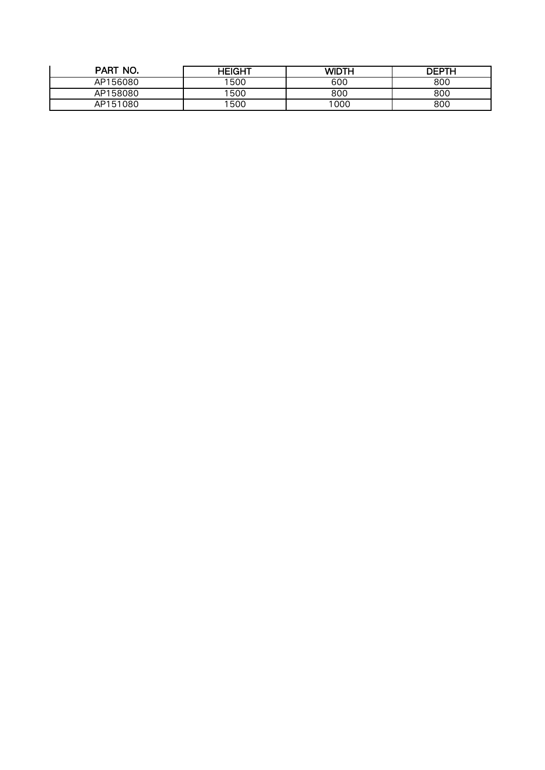| PART NO. | HEIGHT | WIDTH | DEPTH |
| --- | --- | --- | --- |
| AP156080 | 1500 | 600 | 800 |
| AP158080 | 1500 | 800 | 800 |
| AP151080 | 1500 | 1000 | 800 |